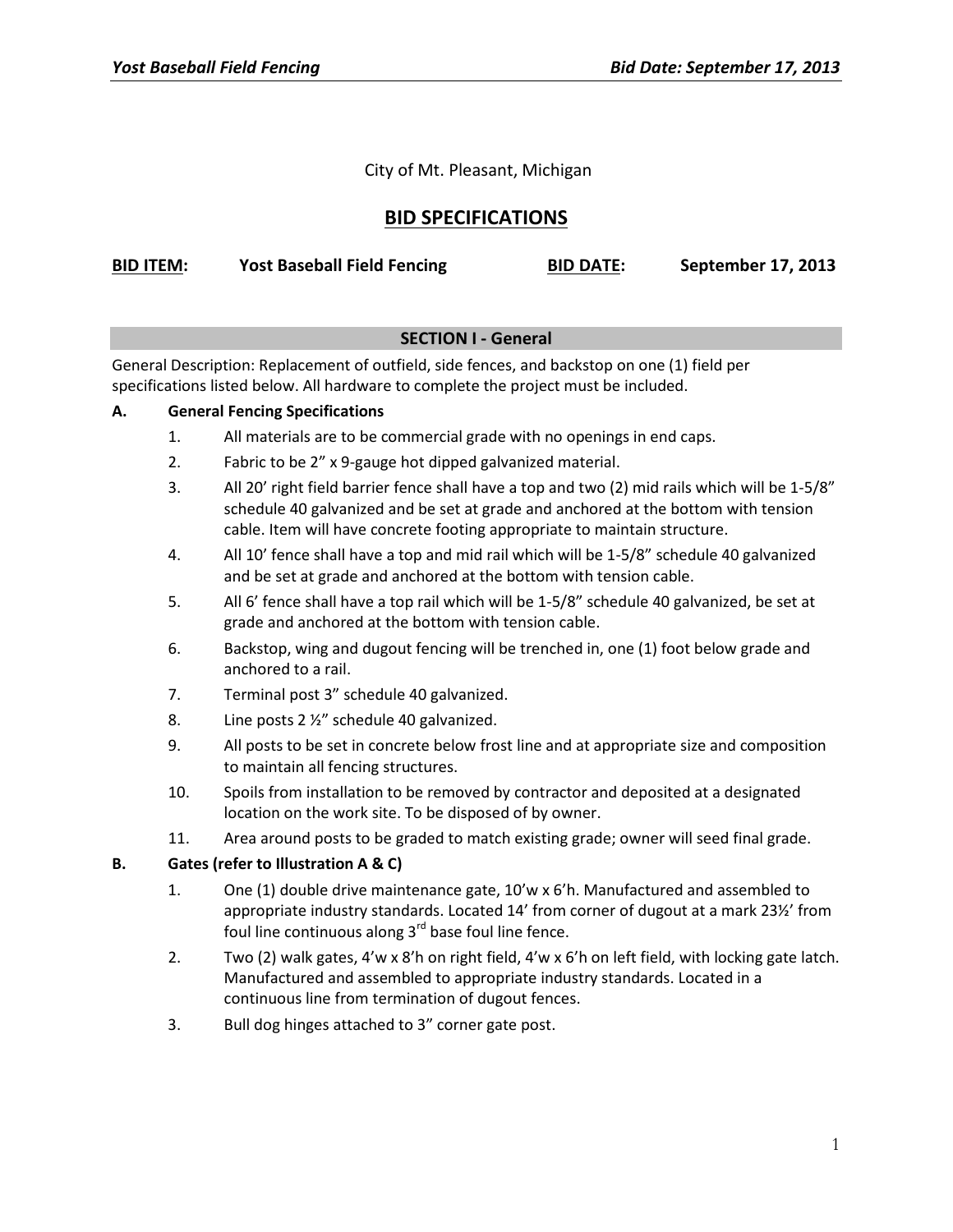City of Mt. Pleasant, Michigan

# BID SPECIFICATIONS

**BID ITEM:** **Yost Baseball Field Fencing** **BID DATE:** **September 17, 2013**

## SECTION I - General

General Description: Replacement of outfield, side fences, and backstop on one (1) field per specifications listed below. All hardware to complete the project must be included.

**A. General Fencing Specifications**

1. All materials are to be commercial grade with no openings in end caps.
2. Fabric to be 2" x 9-gauge hot dipped galvanized material.
3. All 20' right field barrier fence shall have a top and two (2) mid rails which will be 1-5/8" schedule 40 galvanized and be set at grade and anchored at the bottom with tension cable. Item will have concrete footing appropriate to maintain structure.
4. All 10' fence shall have a top and mid rail which will be 1-5/8" schedule 40 galvanized and be set at grade and anchored at the bottom with tension cable.
5. All 6' fence shall have a top rail which will be 1-5/8" schedule 40 galvanized, be set at grade and anchored at the bottom with tension cable.
6. Backstop, wing and dugout fencing will be trenched in, one (1) foot below grade and anchored to a rail.
7. Terminal post 3" schedule 40 galvanized.
8. Line posts 2 ½" schedule 40 galvanized.
9. All posts to be set in concrete below frost line and at appropriate size and composition to maintain all fencing structures.
10. Spoils from installation to be removed by contractor and deposited at a designated location on the work site. To be disposed of by owner.
11. Area around posts to be graded to match existing grade; owner will seed final grade.

**B. Gates (refer to Illustration A & C)**

1. One (1) double drive maintenance gate, 10'w x 6'h. Manufactured and assembled to appropriate industry standards. Located 14' from corner of dugout at a mark 23½' from foul line continuous along 3rd base foul line fence.
2. Two (2) walk gates, 4'w x 8'h on right field, 4'w x 6'h on left field, with locking gate latch. Manufactured and assembled to appropriate industry standards. Located in a continuous line from termination of dugout fences.
3. Bull dog hinges attached to 3" corner gate post.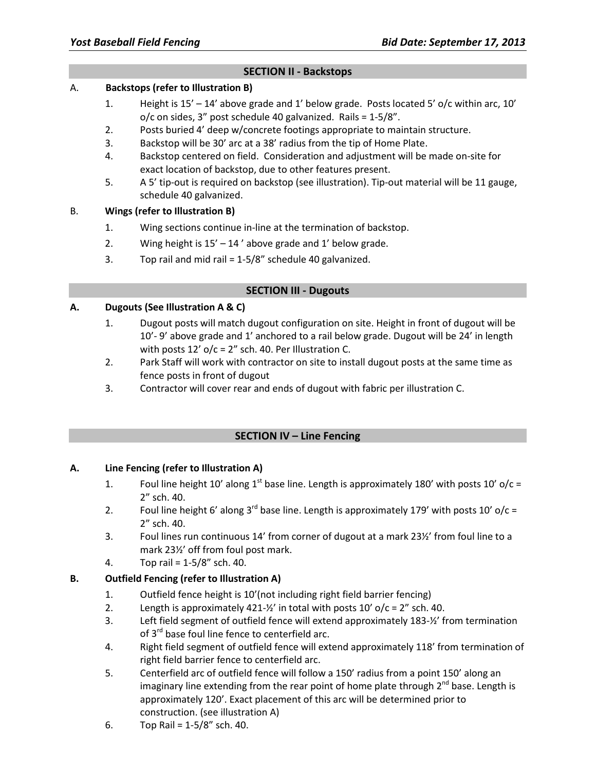## SECTION II - Backstops

**A. Backstops (refer to Illustration B)**

1. Height is 15' – 14' above grade and 1' below grade. Posts located 5' o/c within arc, 10' o/c on sides, 3" post schedule 40 galvanized. Rails = 1-5/8".
2. Posts buried 4' deep w/concrete footings appropriate to maintain structure.
3. Backstop will be 30' arc at a 38' radius from the tip of Home Plate.
4. Backstop centered on field. Consideration and adjustment will be made on-site for exact location of backstop, due to other features present.
5. A 5' tip-out is required on backstop (see illustration). Tip-out material will be 11 gauge, schedule 40 galvanized.

**B. Wings (refer to Illustration B)**

1. Wing sections continue in-line at the termination of backstop.
2. Wing height is 15' – 14 ' above grade and 1' below grade.
3. Top rail and mid rail = 1-5/8" schedule 40 galvanized.

## SECTION III - Dugouts

**A. Dugouts (See Illustration A & C)**

1. Dugout posts will match dugout configuration on site. Height in front of dugout will be 10'- 9' above grade and 1' anchored to a rail below grade. Dugout will be 24' in length with posts 12' o/c = 2" sch. 40. Per Illustration C.
2. Park Staff will work with contractor on site to install dugout posts at the same time as fence posts in front of dugout
3. Contractor will cover rear and ends of dugout with fabric per illustration C.

## SECTION IV – Line Fencing

**A. Line Fencing (refer to Illustration A)**

1. Foul line height 10' along 1st base line. Length is approximately 180' with posts 10' o/c = 2" sch. 40.
2. Foul line height 6' along 3rd base line. Length is approximately 179' with posts 10' o/c = 2" sch. 40.
3. Foul lines run continuous 14' from corner of dugout at a mark 23½' from foul line to a mark 23½' off from foul post mark.
4. Top rail = 1-5/8" sch. 40.

**B. Outfield Fencing (refer to Illustration A)**

1. Outfield fence height is 10'(not including right field barrier fencing)
2. Length is approximately 421-½' in total with posts 10' o/c = 2" sch. 40.
3. Left field segment of outfield fence will extend approximately 183-½' from termination of 3rd base foul line fence to centerfield arc.
4. Right field segment of outfield fence will extend approximately 118' from termination of right field barrier fence to centerfield arc.
5. Centerfield arc of outfield fence will follow a 150' radius from a point 150' along an imaginary line extending from the rear point of home plate through 2nd base. Length is approximately 120'. Exact placement of this arc will be determined prior to construction. (see illustration A)
6. Top Rail = 1-5/8" sch. 40.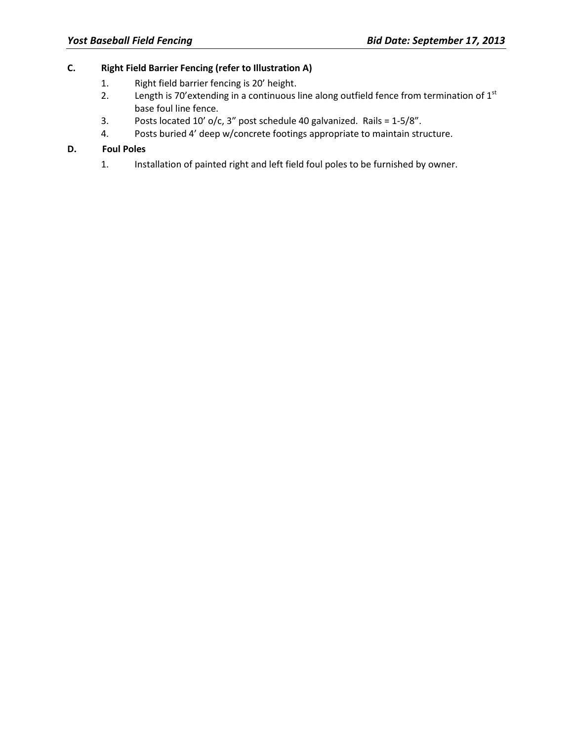**C. Right Field Barrier Fencing (refer to Illustration A)**

1. Right field barrier fencing is 20' height.
2. Length is 70'extending in a continuous line along outfield fence from termination of 1st base foul line fence.
3. Posts located 10' o/c, 3" post schedule 40 galvanized. Rails = 1-5/8".
4. Posts buried 4' deep w/concrete footings appropriate to maintain structure.

**D. Foul Poles**

1. Installation of painted right and left field foul poles to be furnished by owner.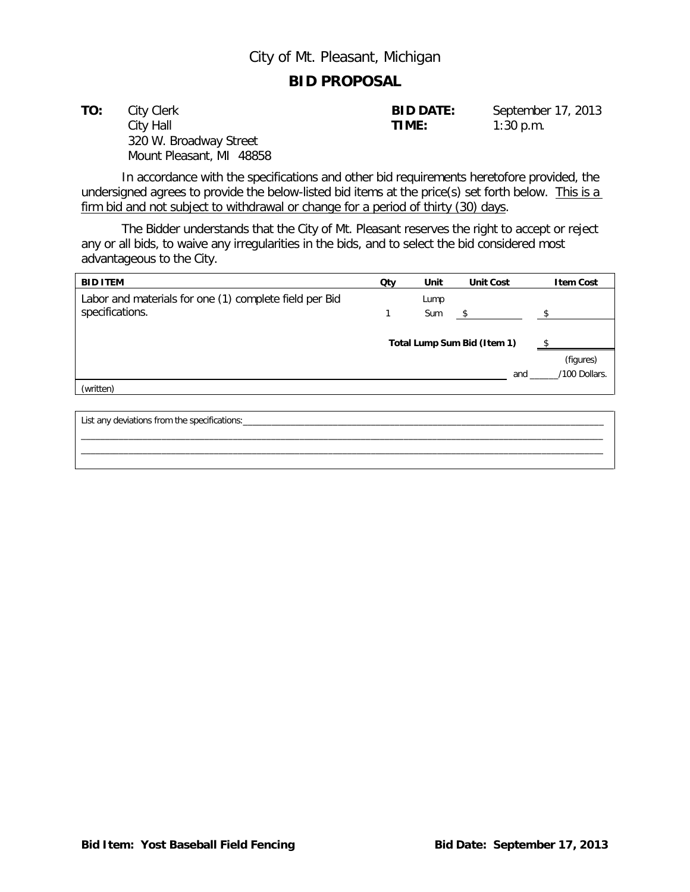City of Mt. Pleasant, Michigan

# BID PROPOSAL

**TO:** City Clerk
City Hall
320 W. Broadway Street
Mount Pleasant, MI 48858

**BID DATE:** September 17, 2013
**TIME:** 1:30 p.m.

In accordance with the specifications and other bid requirements heretofore provided, the undersigned agrees to provide the below-listed bid items at the price(s) set forth below. This is a firm bid and not subject to withdrawal or change for a period of thirty (30) days.

The Bidder understands that the City of Mt. Pleasant reserves the right to accept or reject any or all bids, to waive any irregularities in the bids, and to select the bid considered most advantageous to the City.

| BID ITEM | Qty | Unit | Unit Cost | Item Cost |
|---|---|---|---|---|
| Labor and materials for one (1) complete field per Bid specifications. | 1 | Lump Sum | $ | $ |
| | | | Total Lump Sum Bid (Item 1) | $ |
| | | | | (figures) |
| (written) | | | | and ______/100 Dollars. |

List any deviations from the specifications:______________________________________________________________________________
______________________________________________________________________________________________________
______________________________________________________________________________________________________

**Bid Item: Yost Baseball Field Fencing** **Bid Date: September 17, 2013**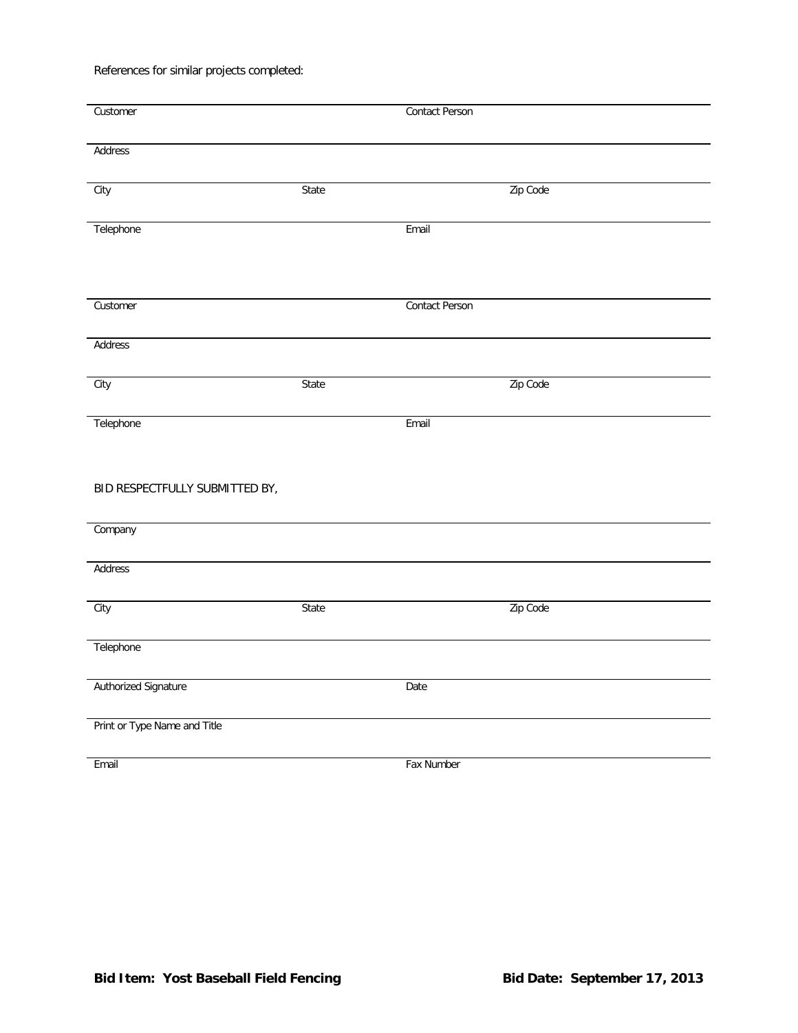References for similar projects completed:

| | |
|---|---|
| Customer | Contact Person |
| Address | |

| | | |
|---|---|---|
| City | State | Zip Code |

| | |
|---|---|
| Telephone | Email |

| | |
|---|---|
| Customer | Contact Person |
| Address | |

| | | |
|---|---|---|
| City | State | Zip Code |

| | |
|---|---|
| Telephone | Email |

BID RESPECTFULLY SUBMITTED BY,

| | |
|---|---|
| Company | |
| Address | |

| | | |
|---|---|---|
| City | State | Zip Code |

| | |
|---|---|
| Telephone | |
| Authorized Signature | Date |
| Print or Type Name and Title | |
| Email | Fax Number |

**Bid Item: Yost Baseball Field Fencing** **Bid Date: September 17, 2013**